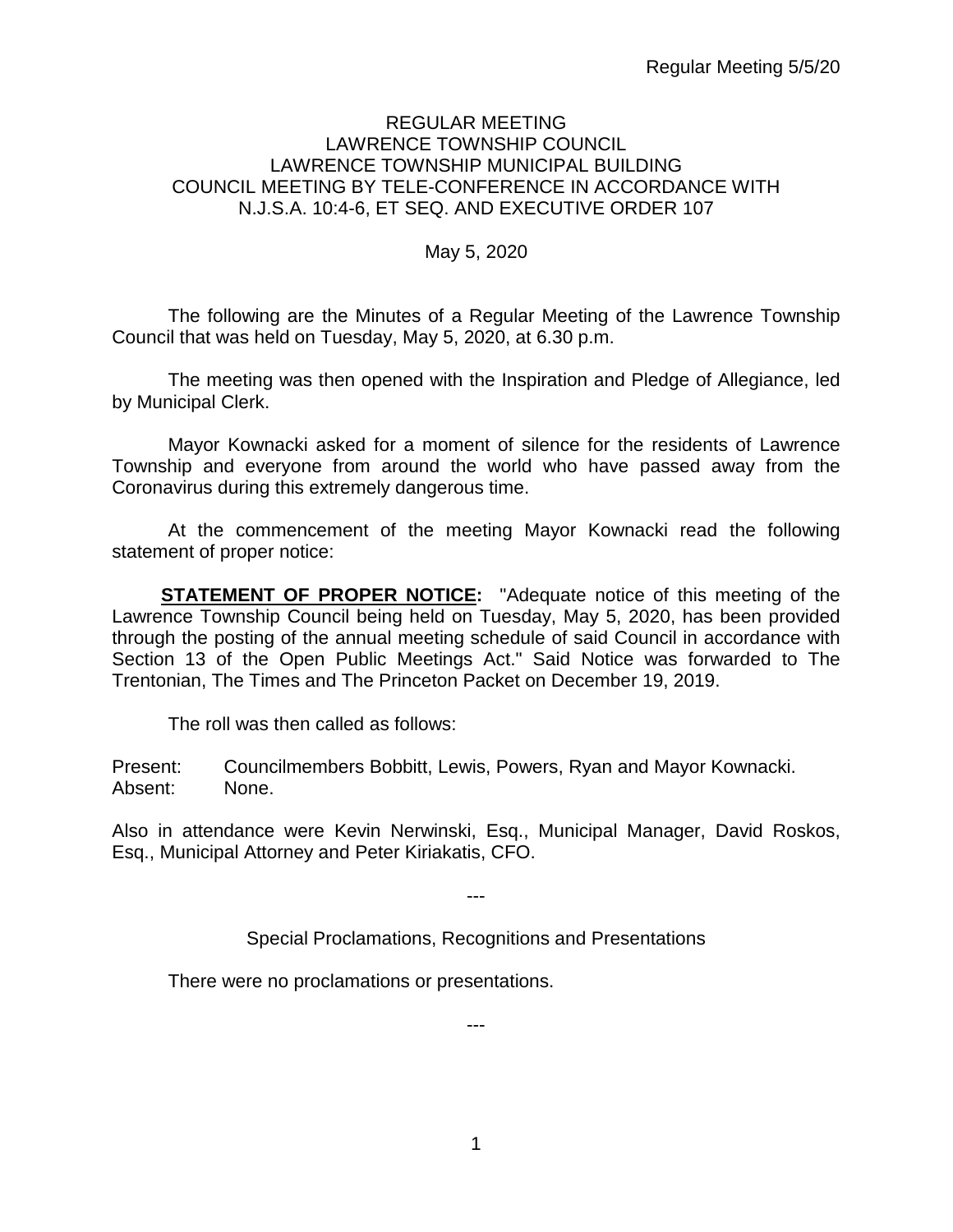# REGULAR MEETING
# LAWRENCE TOWNSHIP COUNCIL
# LAWRENCE TOWNSHIP MUNICIPAL BUILDING
# COUNCIL MEETING BY TELE-CONFERENCE IN ACCORDANCE WITH N.J.S.A. 10:4-6, ET SEQ. AND EXECUTIVE ORDER 107

May 5, 2020

The following are the Minutes of a Regular Meeting of the Lawrence Township Council that was held on Tuesday, May 5, 2020, at 6.30 p.m.

The meeting was then opened with the Inspiration and Pledge of Allegiance, led by Municipal Clerk.

Mayor Kownacki asked for a moment of silence for the residents of Lawrence Township and everyone from around the world who have passed away from the Coronavirus during this extremely dangerous time.

At the commencement of the meeting Mayor Kownacki read the following statement of proper notice:

**STATEMENT OF PROPER NOTICE:** "Adequate notice of this meeting of the Lawrence Township Council being held on Tuesday, May 5, 2020, has been provided through the posting of the annual meeting schedule of said Council in accordance with Section 13 of the Open Public Meetings Act." Said Notice was forwarded to The Trentonian, The Times and The Princeton Packet on December 19, 2019.

The roll was then called as follows:

Present: Councilmembers Bobbitt, Lewis, Powers, Ryan and Mayor Kownacki.
Absent: None.

Also in attendance were Kevin Nerwinski, Esq., Municipal Manager, David Roskos, Esq., Municipal Attorney and Peter Kiriakatis, CFO.

---

Special Proclamations, Recognitions and Presentations

There were no proclamations or presentations.

---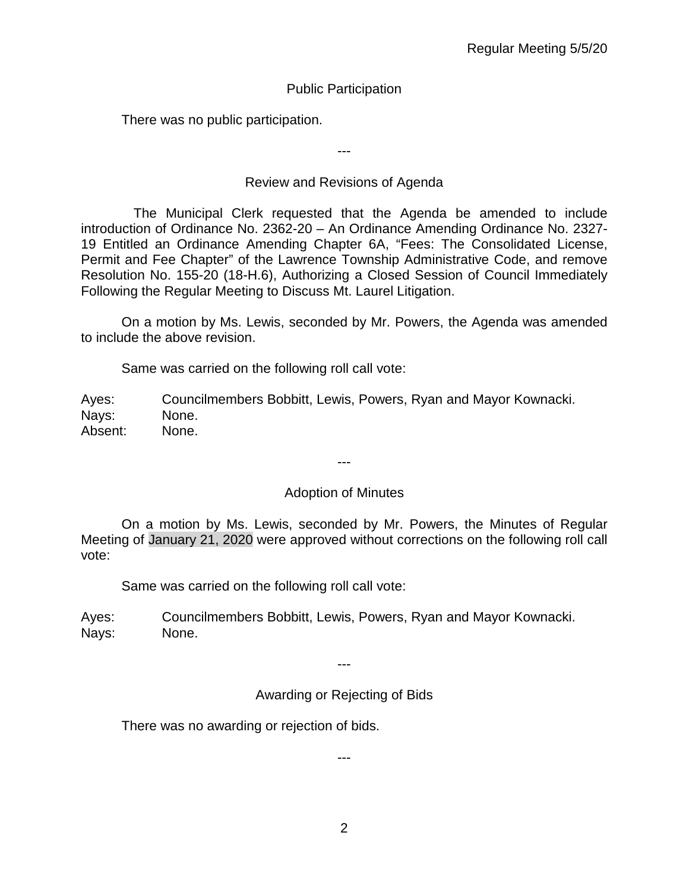## Public Participation

There was no public participation.

---

## Review and Revisions of Agenda

The Municipal Clerk requested that the Agenda be amended to include introduction of Ordinance No. 2362-20 – An Ordinance Amending Ordinance No. 2327-19 Entitled an Ordinance Amending Chapter 6A, "Fees: The Consolidated License, Permit and Fee Chapter" of the Lawrence Township Administrative Code, and remove Resolution No. 155-20 (18-H.6), Authorizing a Closed Session of Council Immediately Following the Regular Meeting to Discuss Mt. Laurel Litigation.

On a motion by Ms. Lewis, seconded by Mr. Powers, the Agenda was amended to include the above revision.

Same was carried on the following roll call vote:

Ayes: Councilmembers Bobbitt, Lewis, Powers, Ryan and Mayor Kownacki.
Nays: None.
Absent: None.

---

## Adoption of Minutes

On a motion by Ms. Lewis, seconded by Mr. Powers, the Minutes of Regular Meeting of January 21, 2020 were approved without corrections on the following roll call vote:

Same was carried on the following roll call vote:

Ayes: Councilmembers Bobbitt, Lewis, Powers, Ryan and Mayor Kownacki.
Nays: None.

---

## Awarding or Rejecting of Bids

There was no awarding or rejection of bids.

---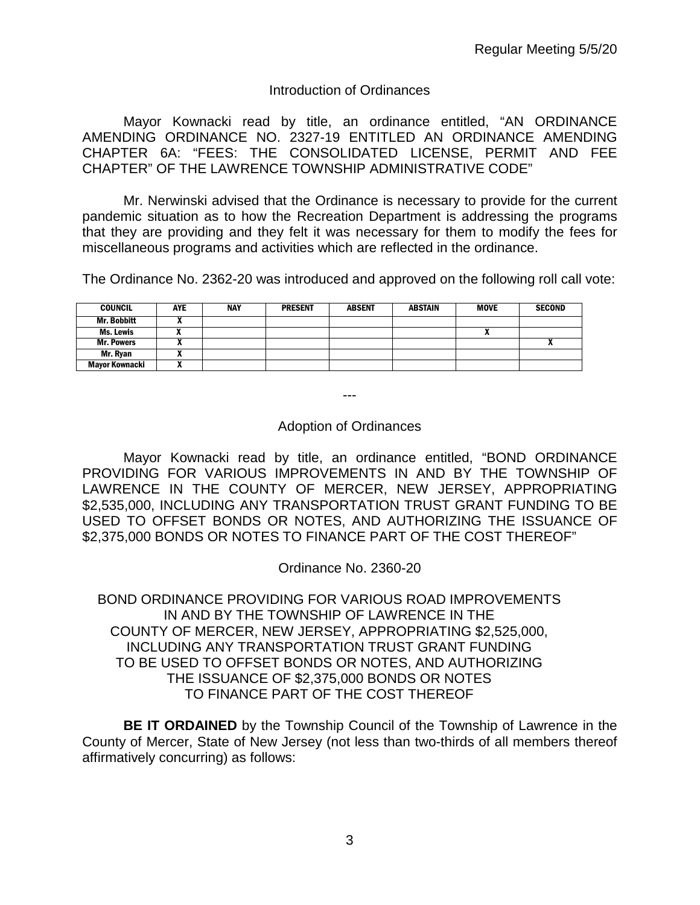## Introduction of Ordinances

Mayor Kownacki read by title, an ordinance entitled, "AN ORDINANCE AMENDING ORDINANCE NO. 2327-19 ENTITLED AN ORDINANCE AMENDING CHAPTER 6A: "FEES: THE CONSOLIDATED LICENSE, PERMIT AND FEE CHAPTER" OF THE LAWRENCE TOWNSHIP ADMINISTRATIVE CODE"

Mr. Nerwinski advised that the Ordinance is necessary to provide for the current pandemic situation as to how the Recreation Department is addressing the programs that they are providing and they felt it was necessary for them to modify the fees for miscellaneous programs and activities which are reflected in the ordinance.

The Ordinance No. 2362-20 was introduced and approved on the following roll call vote:

| COUNCIL | AYE | NAY | PRESENT | ABSENT | ABSTAIN | MOVE | SECOND |
|---|---|---|---|---|---|---|---|
| Mr. Bobbitt | X | | | | | | |
| Ms. Lewis | X | | | | | X | |
| Mr. Powers | X | | | | | | X |
| Mr. Ryan | X | | | | | | |
| Mayor Kownacki | X | | | | | | |

---

## Adoption of Ordinances

Mayor Kownacki read by title, an ordinance entitled, "BOND ORDINANCE PROVIDING FOR VARIOUS IMPROVEMENTS IN AND BY THE TOWNSHIP OF LAWRENCE IN THE COUNTY OF MERCER, NEW JERSEY, APPROPRIATING $2,535,000, INCLUDING ANY TRANSPORTATION TRUST GRANT FUNDING TO BE USED TO OFFSET BONDS OR NOTES, AND AUTHORIZING THE ISSUANCE OF $2,375,000 BONDS OR NOTES TO FINANCE PART OF THE COST THEREOF"

Ordinance No. 2360-20

BOND ORDINANCE PROVIDING FOR VARIOUS ROAD IMPROVEMENTS IN AND BY THE TOWNSHIP OF LAWRENCE IN THE COUNTY OF MERCER, NEW JERSEY, APPROPRIATING $2,525,000, INCLUDING ANY TRANSPORTATION TRUST GRANT FUNDING TO BE USED TO OFFSET BONDS OR NOTES, AND AUTHORIZING THE ISSUANCE OF $2,375,000 BONDS OR NOTES TO FINANCE PART OF THE COST THEREOF

**BE IT ORDAINED** by the Township Council of the Township of Lawrence in the County of Mercer, State of New Jersey (not less than two-thirds of all members thereof affirmatively concurring) as follows: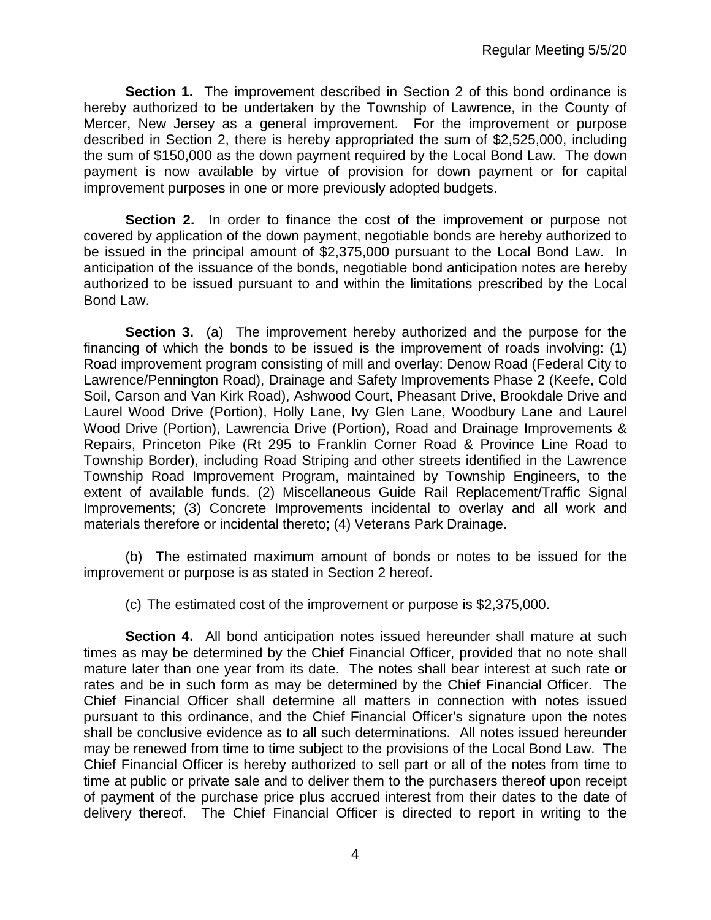**Section 1.** The improvement described in Section 2 of this bond ordinance is hereby authorized to be undertaken by the Township of Lawrence, in the County of Mercer, New Jersey as a general improvement. For the improvement or purpose described in Section 2, there is hereby appropriated the sum of $2,525,000, including the sum of $150,000 as the down payment required by the Local Bond Law. The down payment is now available by virtue of provision for down payment or for capital improvement purposes in one or more previously adopted budgets.

**Section 2.** In order to finance the cost of the improvement or purpose not covered by application of the down payment, negotiable bonds are hereby authorized to be issued in the principal amount of $2,375,000 pursuant to the Local Bond Law. In anticipation of the issuance of the bonds, negotiable bond anticipation notes are hereby authorized to be issued pursuant to and within the limitations prescribed by the Local Bond Law.

**Section 3.** (a) The improvement hereby authorized and the purpose for the financing of which the bonds to be issued is the improvement of roads involving: (1) Road improvement program consisting of mill and overlay: Denow Road (Federal City to Lawrence/Pennington Road), Drainage and Safety Improvements Phase 2 (Keefe, Cold Soil, Carson and Van Kirk Road), Ashwood Court, Pheasant Drive, Brookdale Drive and Laurel Wood Drive (Portion), Holly Lane, Ivy Glen Lane, Woodbury Lane and Laurel Wood Drive (Portion), Lawrencia Drive (Portion), Road and Drainage Improvements & Repairs, Princeton Pike (Rt 295 to Franklin Corner Road & Province Line Road to Township Border), including Road Striping and other streets identified in the Lawrence Township Road Improvement Program, maintained by Township Engineers, to the extent of available funds. (2) Miscellaneous Guide Rail Replacement/Traffic Signal Improvements; (3) Concrete Improvements incidental to overlay and all work and materials therefore or incidental thereto; (4) Veterans Park Drainage.

(b) The estimated maximum amount of bonds or notes to be issued for the improvement or purpose is as stated in Section 2 hereof.

(c) The estimated cost of the improvement or purpose is $2,375,000.

**Section 4.** All bond anticipation notes issued hereunder shall mature at such times as may be determined by the Chief Financial Officer, provided that no note shall mature later than one year from its date. The notes shall bear interest at such rate or rates and be in such form as may be determined by the Chief Financial Officer. The Chief Financial Officer shall determine all matters in connection with notes issued pursuant to this ordinance, and the Chief Financial Officer's signature upon the notes shall be conclusive evidence as to all such determinations. All notes issued hereunder may be renewed from time to time subject to the provisions of the Local Bond Law. The Chief Financial Officer is hereby authorized to sell part or all of the notes from time to time at public or private sale and to deliver them to the purchasers thereof upon receipt of payment of the purchase price plus accrued interest from their dates to the date of delivery thereof. The Chief Financial Officer is directed to report in writing to the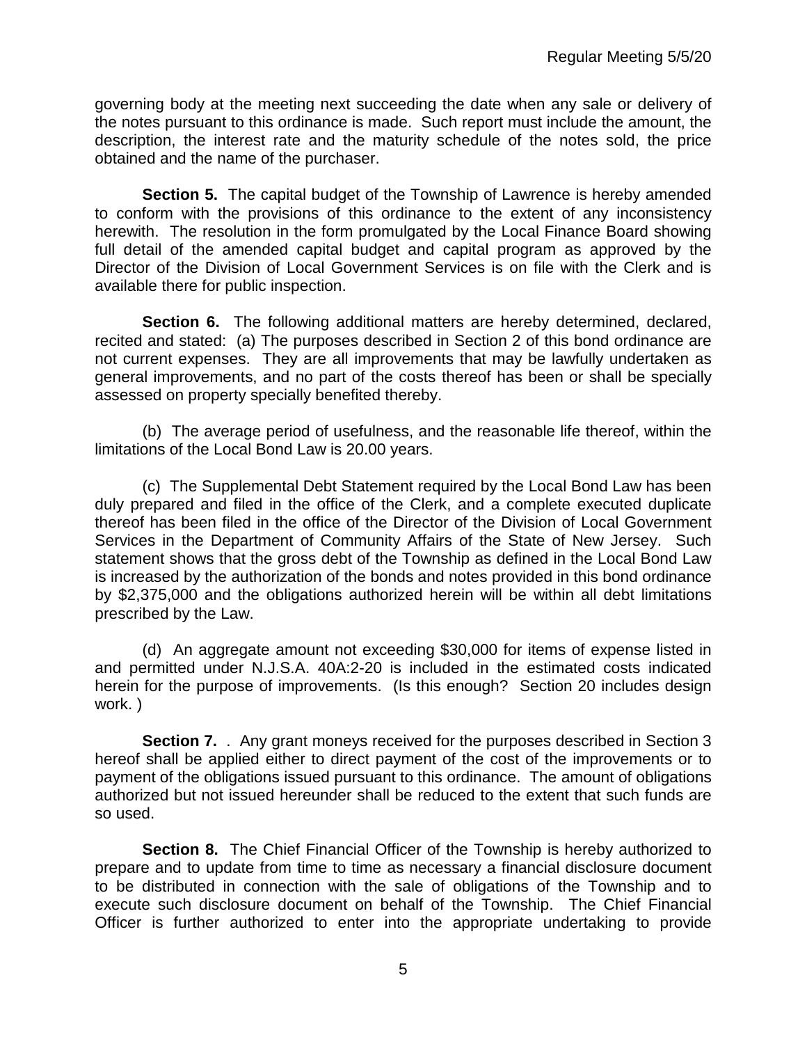governing body at the meeting next succeeding the date when any sale or delivery of the notes pursuant to this ordinance is made. Such report must include the amount, the description, the interest rate and the maturity schedule of the notes sold, the price obtained and the name of the purchaser.

**Section 5.** The capital budget of the Township of Lawrence is hereby amended to conform with the provisions of this ordinance to the extent of any inconsistency herewith. The resolution in the form promulgated by the Local Finance Board showing full detail of the amended capital budget and capital program as approved by the Director of the Division of Local Government Services is on file with the Clerk and is available there for public inspection.

**Section 6.** The following additional matters are hereby determined, declared, recited and stated: (a) The purposes described in Section 2 of this bond ordinance are not current expenses. They are all improvements that may be lawfully undertaken as general improvements, and no part of the costs thereof has been or shall be specially assessed on property specially benefited thereby.

(b) The average period of usefulness, and the reasonable life thereof, within the limitations of the Local Bond Law is 20.00 years.

(c) The Supplemental Debt Statement required by the Local Bond Law has been duly prepared and filed in the office of the Clerk, and a complete executed duplicate thereof has been filed in the office of the Director of the Division of Local Government Services in the Department of Community Affairs of the State of New Jersey. Such statement shows that the gross debt of the Township as defined in the Local Bond Law is increased by the authorization of the bonds and notes provided in this bond ordinance by $2,375,000 and the obligations authorized herein will be within all debt limitations prescribed by the Law.

(d) An aggregate amount not exceeding $30,000 for items of expense listed in and permitted under N.J.S.A. 40A:2-20 is included in the estimated costs indicated herein for the purpose of improvements. (Is this enough? Section 20 includes design work. )

**Section 7.** . Any grant moneys received for the purposes described in Section 3 hereof shall be applied either to direct payment of the cost of the improvements or to payment of the obligations issued pursuant to this ordinance. The amount of obligations authorized but not issued hereunder shall be reduced to the extent that such funds are so used.

**Section 8.** The Chief Financial Officer of the Township is hereby authorized to prepare and to update from time to time as necessary a financial disclosure document to be distributed in connection with the sale of obligations of the Township and to execute such disclosure document on behalf of the Township. The Chief Financial Officer is further authorized to enter into the appropriate undertaking to provide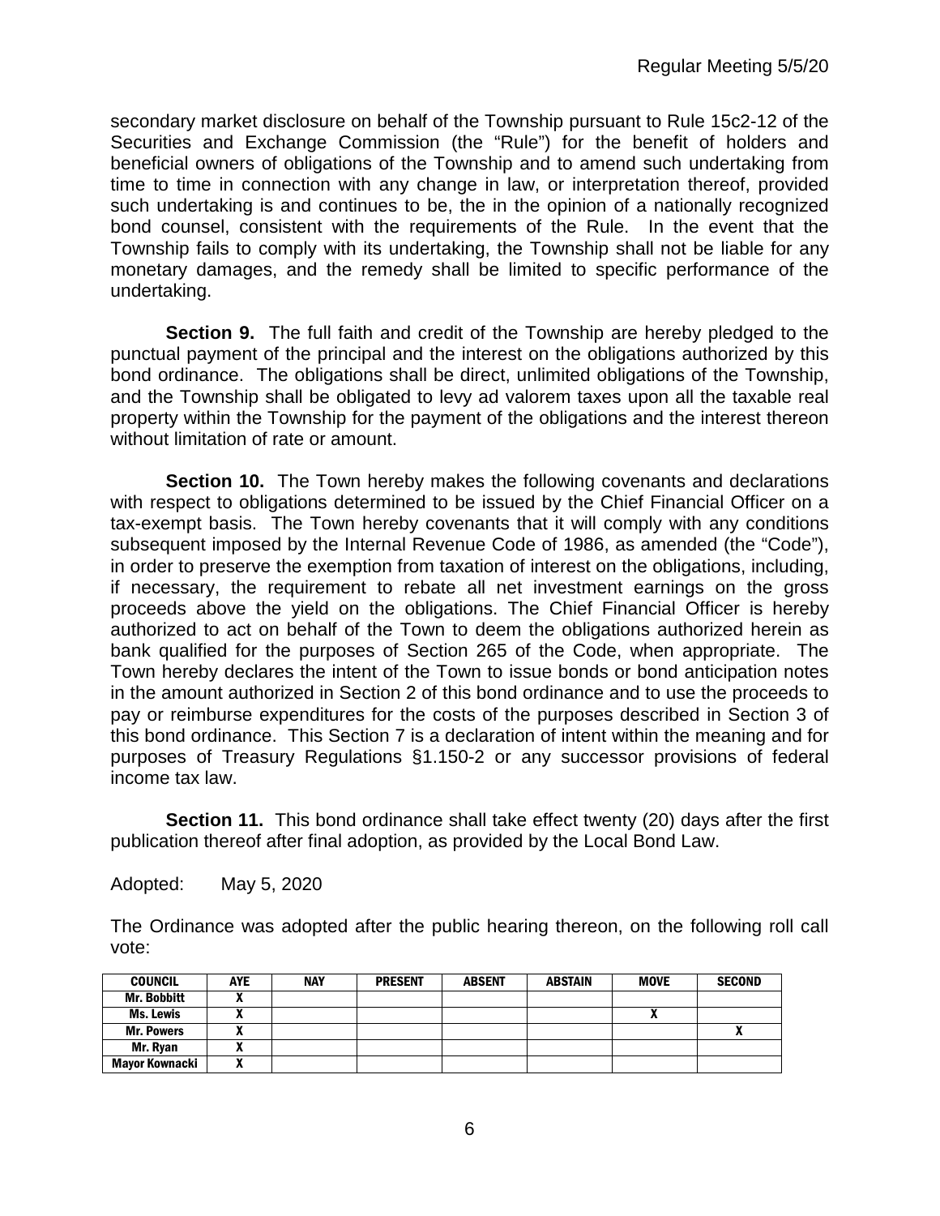secondary market disclosure on behalf of the Township pursuant to Rule 15c2-12 of the Securities and Exchange Commission (the "Rule") for the benefit of holders and beneficial owners of obligations of the Township and to amend such undertaking from time to time in connection with any change in law, or interpretation thereof, provided such undertaking is and continues to be, the in the opinion of a nationally recognized bond counsel, consistent with the requirements of the Rule. In the event that the Township fails to comply with its undertaking, the Township shall not be liable for any monetary damages, and the remedy shall be limited to specific performance of the undertaking.

**Section 9.** The full faith and credit of the Township are hereby pledged to the punctual payment of the principal and the interest on the obligations authorized by this bond ordinance. The obligations shall be direct, unlimited obligations of the Township, and the Township shall be obligated to levy ad valorem taxes upon all the taxable real property within the Township for the payment of the obligations and the interest thereon without limitation of rate or amount.

**Section 10.** The Town hereby makes the following covenants and declarations with respect to obligations determined to be issued by the Chief Financial Officer on a tax-exempt basis. The Town hereby covenants that it will comply with any conditions subsequent imposed by the Internal Revenue Code of 1986, as amended (the "Code"), in order to preserve the exemption from taxation of interest on the obligations, including, if necessary, the requirement to rebate all net investment earnings on the gross proceeds above the yield on the obligations. The Chief Financial Officer is hereby authorized to act on behalf of the Town to deem the obligations authorized herein as bank qualified for the purposes of Section 265 of the Code, when appropriate. The Town hereby declares the intent of the Town to issue bonds or bond anticipation notes in the amount authorized in Section 2 of this bond ordinance and to use the proceeds to pay or reimburse expenditures for the costs of the purposes described in Section 3 of this bond ordinance. This Section 7 is a declaration of intent within the meaning and for purposes of Treasury Regulations §1.150-2 or any successor provisions of federal income tax law.

**Section 11.** This bond ordinance shall take effect twenty (20) days after the first publication thereof after final adoption, as provided by the Local Bond Law.

Adopted: May 5, 2020

The Ordinance was adopted after the public hearing thereon, on the following roll call vote:

| COUNCIL | AYE | NAY | PRESENT | ABSENT | ABSTAIN | MOVE | SECOND |
|---|---|---|---|---|---|---|---|
| Mr. Bobbitt | X | | | | | | |
| Ms. Lewis | X | | | | | X | |
| Mr. Powers | X | | | | | | X |
| Mr. Ryan | X | | | | | | |
| Mayor Kownacki | X | | | | | | |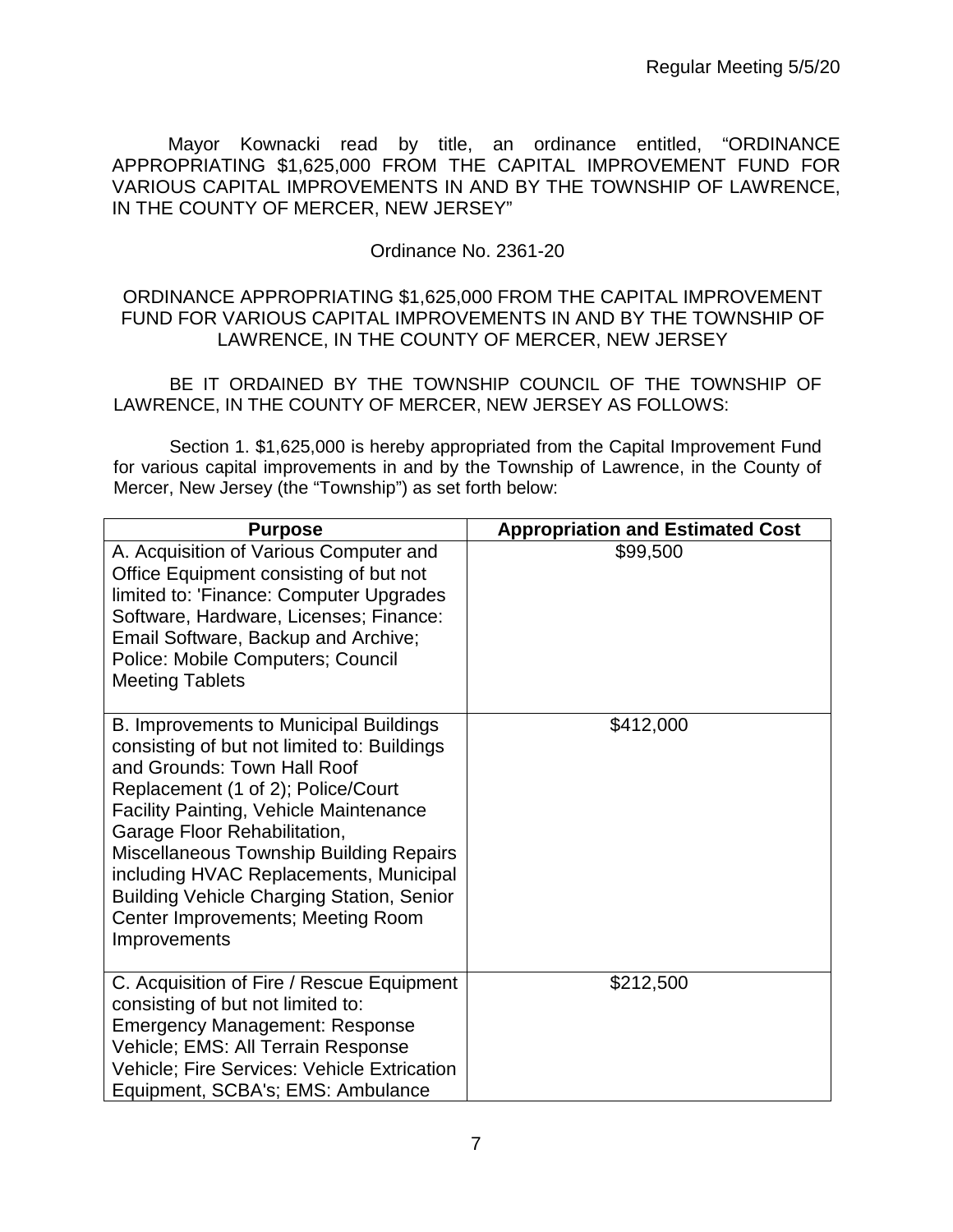Mayor Kownacki read by title, an ordinance entitled, "ORDINANCE APPROPRIATING $1,625,000 FROM THE CAPITAL IMPROVEMENT FUND FOR VARIOUS CAPITAL IMPROVEMENTS IN AND BY THE TOWNSHIP OF LAWRENCE, IN THE COUNTY OF MERCER, NEW JERSEY"

Ordinance No. 2361-20

ORDINANCE APPROPRIATING $1,625,000 FROM THE CAPITAL IMPROVEMENT FUND FOR VARIOUS CAPITAL IMPROVEMENTS IN AND BY THE TOWNSHIP OF LAWRENCE, IN THE COUNTY OF MERCER, NEW JERSEY

BE IT ORDAINED BY THE TOWNSHIP COUNCIL OF THE TOWNSHIP OF LAWRENCE, IN THE COUNTY OF MERCER, NEW JERSEY AS FOLLOWS:

Section 1. $1,625,000 is hereby appropriated from the Capital Improvement Fund for various capital improvements in and by the Township of Lawrence, in the County of Mercer, New Jersey (the "Township") as set forth below:

| Purpose | Appropriation and Estimated Cost |
|---|---|
| A. Acquisition of Various Computer and Office Equipment consisting of but not limited to: 'Finance: Computer Upgrades Software, Hardware, Licenses; Finance: Email Software, Backup and Archive; Police: Mobile Computers; Council Meeting Tablets | $99,500 |
| B. Improvements to Municipal Buildings consisting of but not limited to: Buildings and Grounds: Town Hall Roof Replacement (1 of 2); Police/Court Facility Painting, Vehicle Maintenance Garage Floor Rehabilitation, Miscellaneous Township Building Repairs including HVAC Replacements, Municipal Building Vehicle Charging Station, Senior Center Improvements; Meeting Room Improvements | $412,000 |
| C. Acquisition of Fire / Rescue Equipment consisting of but not limited to: Emergency Management: Response Vehicle; EMS: All Terrain Response Vehicle; Fire Services: Vehicle Extrication Equipment, SCBA's; EMS: Ambulance | $212,500 |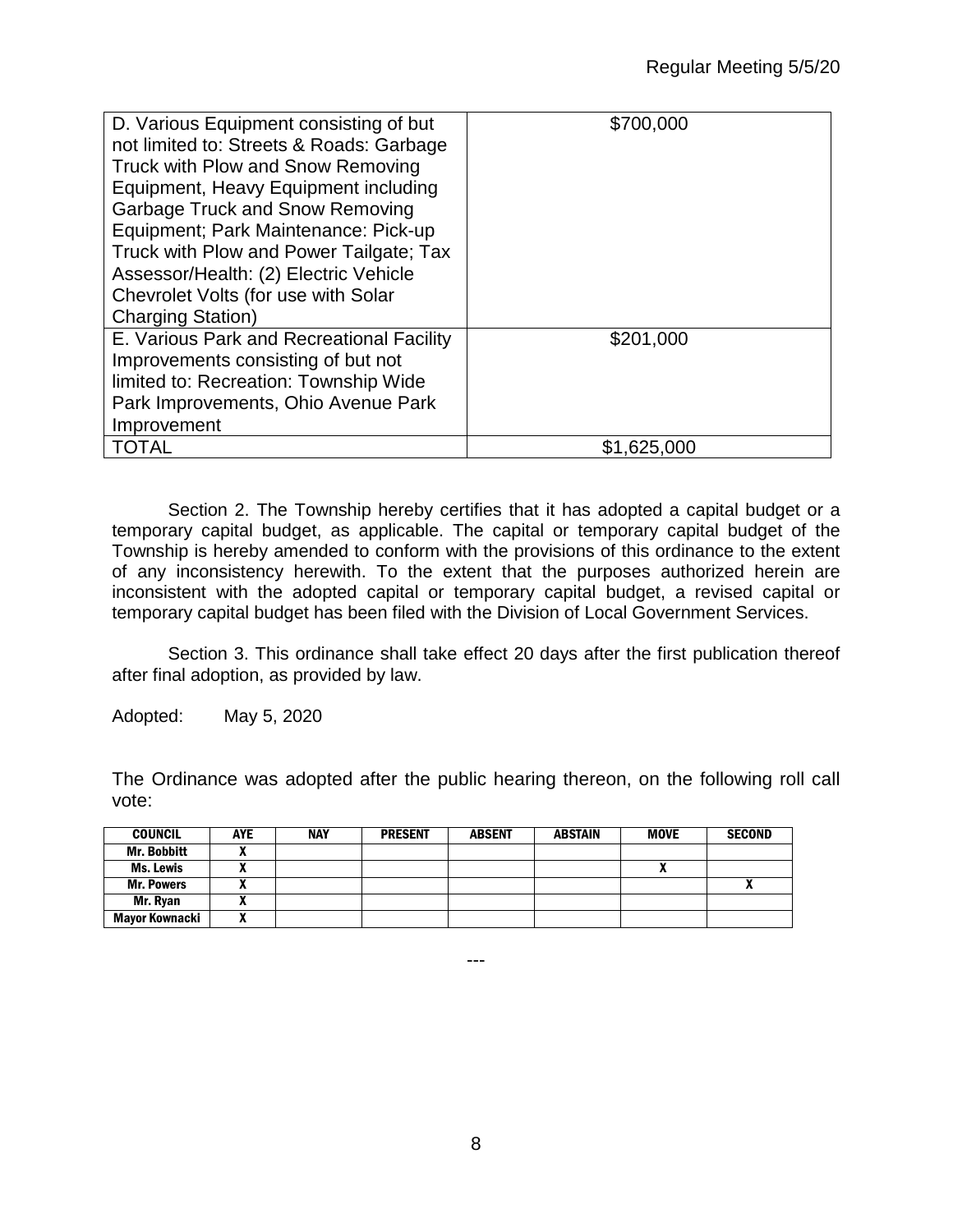| D. Various Equipment consisting of but not limited to: Streets & Roads: Garbage Truck with Plow and Snow Removing Equipment, Heavy Equipment including Garbage Truck and Snow Removing Equipment; Park Maintenance: Pick-up Truck with Plow and Power Tailgate; Tax Assessor/Health: (2) Electric Vehicle Chevrolet Volts (for use with Solar Charging Station) | $700,000 |
|---|---|
| E. Various Park and Recreational Facility Improvements consisting of but not limited to: Recreation: Township Wide Park Improvements, Ohio Avenue Park Improvement | $201,000 |
| TOTAL | $1,625,000 |

Section 2. The Township hereby certifies that it has adopted a capital budget or a temporary capital budget, as applicable. The capital or temporary capital budget of the Township is hereby amended to conform with the provisions of this ordinance to the extent of any inconsistency herewith. To the extent that the purposes authorized herein are inconsistent with the adopted capital or temporary capital budget, a revised capital or temporary capital budget has been filed with the Division of Local Government Services.

Section 3. This ordinance shall take effect 20 days after the first publication thereof after final adoption, as provided by law.

Adopted: May 5, 2020

The Ordinance was adopted after the public hearing thereon, on the following roll call vote:

| COUNCIL | AYE | NAY | PRESENT | ABSENT | ABSTAIN | MOVE | SECOND |
|---|---|---|---|---|---|---|---|
| Mr. Bobbitt | X | | | | | | |
| Ms. Lewis | X | | | | | X | |
| Mr. Powers | X | | | | | | X |
| Mr. Ryan | X | | | | | | |
| Mayor Kownacki | X | | | | | | |

---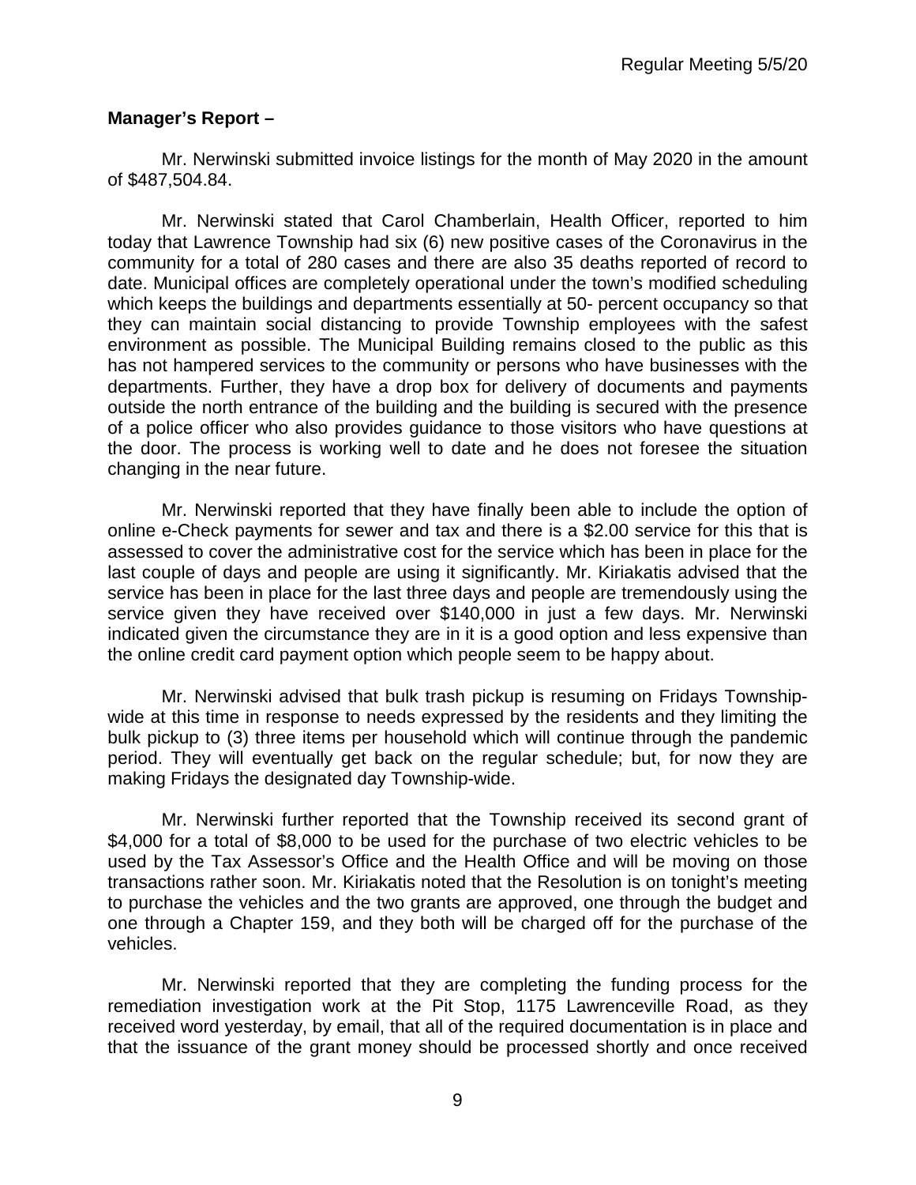**Manager's Report –**

Mr. Nerwinski submitted invoice listings for the month of May 2020 in the amount of $487,504.84.

Mr. Nerwinski stated that Carol Chamberlain, Health Officer, reported to him today that Lawrence Township had six (6) new positive cases of the Coronavirus in the community for a total of 280 cases and there are also 35 deaths reported of record to date. Municipal offices are completely operational under the town's modified scheduling which keeps the buildings and departments essentially at 50- percent occupancy so that they can maintain social distancing to provide Township employees with the safest environment as possible. The Municipal Building remains closed to the public as this has not hampered services to the community or persons who have businesses with the departments. Further, they have a drop box for delivery of documents and payments outside the north entrance of the building and the building is secured with the presence of a police officer who also provides guidance to those visitors who have questions at the door. The process is working well to date and he does not foresee the situation changing in the near future.

Mr. Nerwinski reported that they have finally been able to include the option of online e-Check payments for sewer and tax and there is a $2.00 service for this that is assessed to cover the administrative cost for the service which has been in place for the last couple of days and people are using it significantly. Mr. Kiriakatis advised that the service has been in place for the last three days and people are tremendously using the service given they have received over $140,000 in just a few days. Mr. Nerwinski indicated given the circumstance they are in it is a good option and less expensive than the online credit card payment option which people seem to be happy about.

Mr. Nerwinski advised that bulk trash pickup is resuming on Fridays Township-wide at this time in response to needs expressed by the residents and they limiting the bulk pickup to (3) three items per household which will continue through the pandemic period. They will eventually get back on the regular schedule; but, for now they are making Fridays the designated day Township-wide.

Mr. Nerwinski further reported that the Township received its second grant of $4,000 for a total of $8,000 to be used for the purchase of two electric vehicles to be used by the Tax Assessor's Office and the Health Office and will be moving on those transactions rather soon. Mr. Kiriakatis noted that the Resolution is on tonight's meeting to purchase the vehicles and the two grants are approved, one through the budget and one through a Chapter 159, and they both will be charged off for the purchase of the vehicles.

Mr. Nerwinski reported that they are completing the funding process for the remediation investigation work at the Pit Stop, 1175 Lawrenceville Road, as they received word yesterday, by email, that all of the required documentation is in place and that the issuance of the grant money should be processed shortly and once received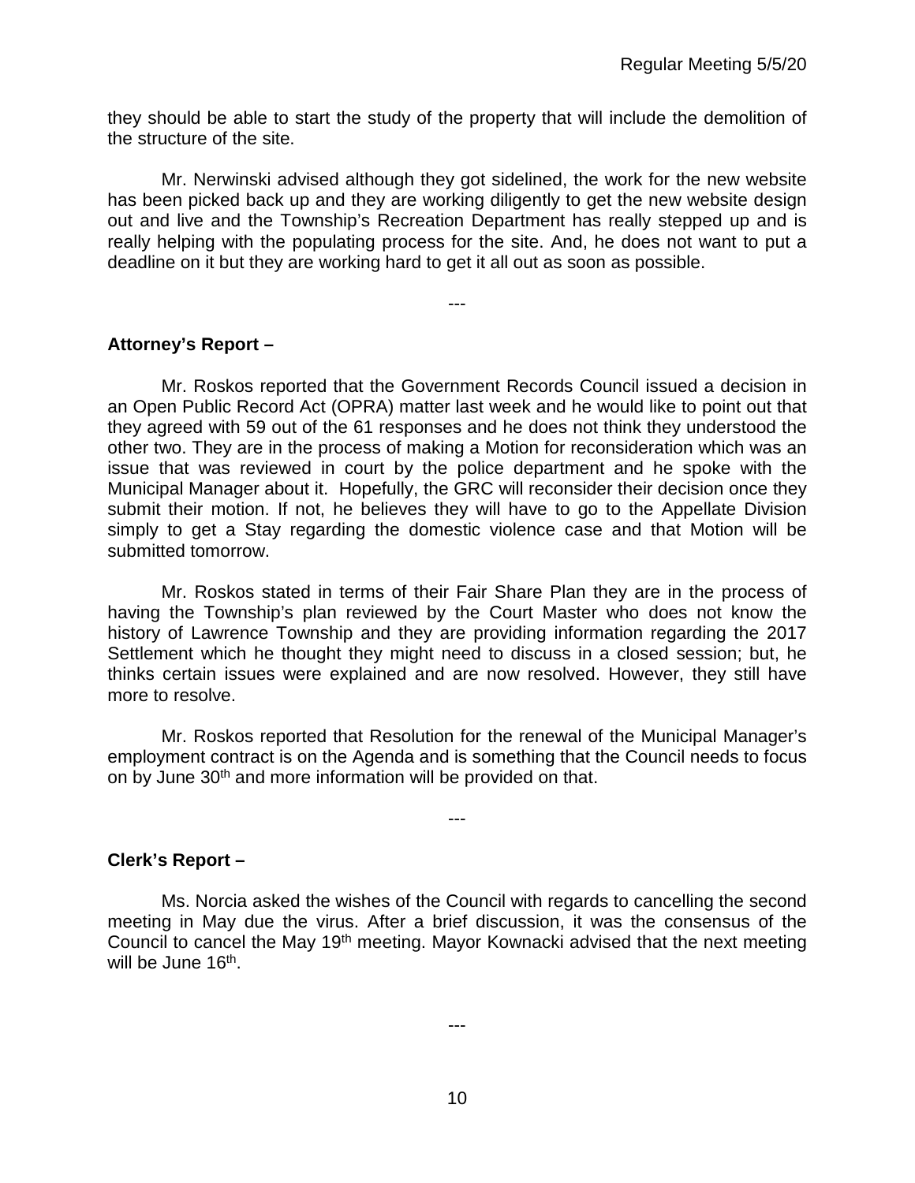they should be able to start the study of the property that will include the demolition of the structure of the site.

Mr. Nerwinski advised although they got sidelined, the work for the new website has been picked back up and they are working diligently to get the new website design out and live and the Township's Recreation Department has really stepped up and is really helping with the populating process for the site. And, he does not want to put a deadline on it but they are working hard to get it all out as soon as possible.

---

**Attorney's Report –**

Mr. Roskos reported that the Government Records Council issued a decision in an Open Public Record Act (OPRA) matter last week and he would like to point out that they agreed with 59 out of the 61 responses and he does not think they understood the other two. They are in the process of making a Motion for reconsideration which was an issue that was reviewed in court by the police department and he spoke with the Municipal Manager about it. Hopefully, the GRC will reconsider their decision once they submit their motion. If not, he believes they will have to go to the Appellate Division simply to get a Stay regarding the domestic violence case and that Motion will be submitted tomorrow.

Mr. Roskos stated in terms of their Fair Share Plan they are in the process of having the Township's plan reviewed by the Court Master who does not know the history of Lawrence Township and they are providing information regarding the 2017 Settlement which he thought they might need to discuss in a closed session; but, he thinks certain issues were explained and are now resolved. However, they still have more to resolve.

Mr. Roskos reported that Resolution for the renewal of the Municipal Manager's employment contract is on the Agenda and is something that the Council needs to focus on by June 30th and more information will be provided on that.

---

**Clerk's Report –**

Ms. Norcia asked the wishes of the Council with regards to cancelling the second meeting in May due the virus. After a brief discussion, it was the consensus of the Council to cancel the May 19th meeting. Mayor Kownacki advised that the next meeting will be June 16th.

---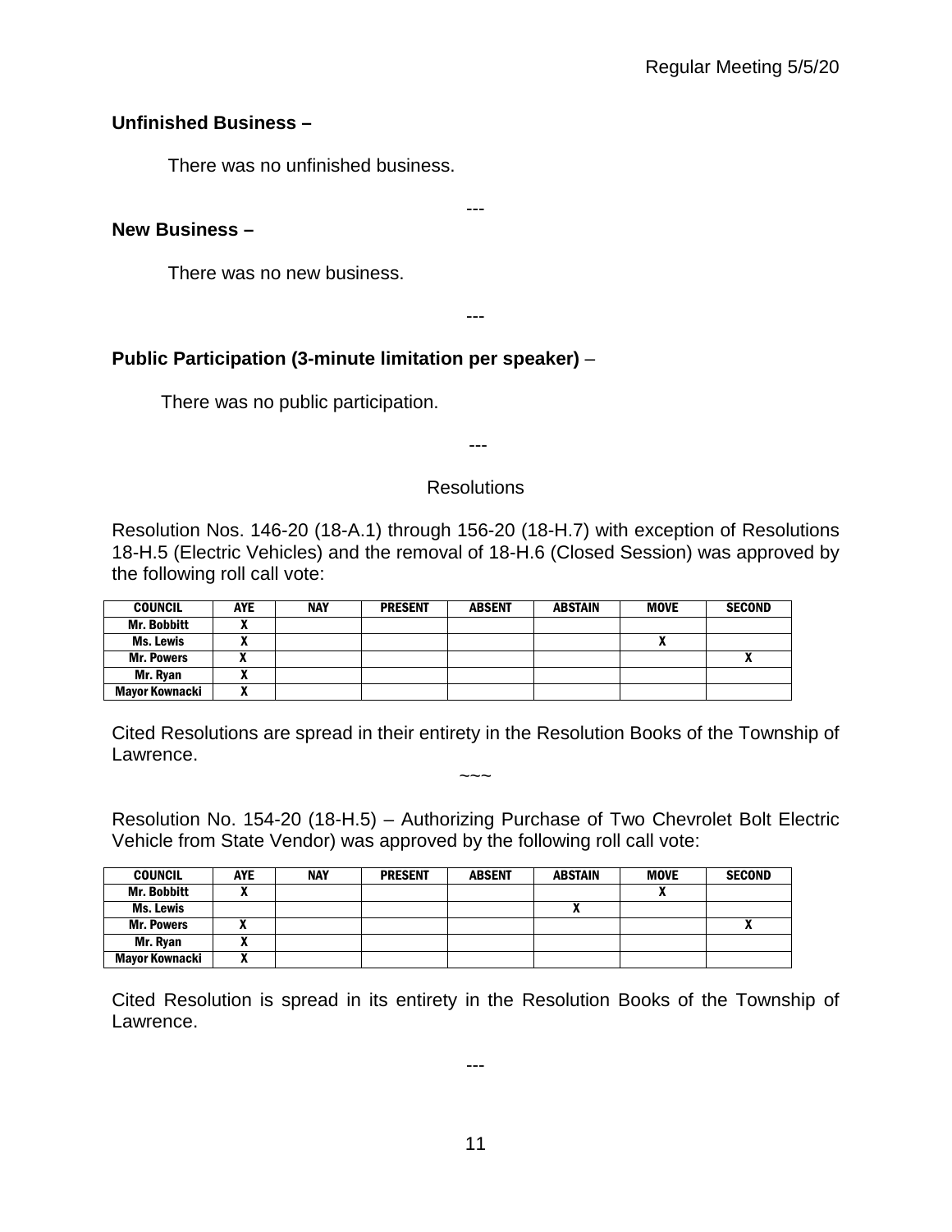**Unfinished Business –**

There was no unfinished business.

---

**New Business –**

There was no new business.

---

**Public Participation (3-minute limitation per speaker)** –

There was no public participation.

---

Resolutions

Resolution Nos. 146-20 (18-A.1) through 156-20 (18-H.7) with exception of Resolutions 18-H.5 (Electric Vehicles) and the removal of 18-H.6 (Closed Session) was approved by the following roll call vote:

| COUNCIL | AYE | NAY | PRESENT | ABSENT | ABSTAIN | MOVE | SECOND |
|---|---|---|---|---|---|---|---|
| Mr. Bobbitt | X | | | | | | |
| Ms. Lewis | X | | | | | X | |
| Mr. Powers | X | | | | | | X |
| Mr. Ryan | X | | | | | | |
| Mayor Kownacki | X | | | | | | |

Cited Resolutions are spread in their entirety in the Resolution Books of the Township of Lawrence.

~~~

Resolution No. 154-20 (18-H.5) – Authorizing Purchase of Two Chevrolet Bolt Electric Vehicle from State Vendor) was approved by the following roll call vote:

| COUNCIL | AYE | NAY | PRESENT | ABSENT | ABSTAIN | MOVE | SECOND |
|---|---|---|---|---|---|---|---|
| Mr. Bobbitt | X | | | | | X | |
| Ms. Lewis | | | | | X | | |
| Mr. Powers | X | | | | | | X |
| Mr. Ryan | X | | | | | | |
| Mayor Kownacki | X | | | | | | |

Cited Resolution is spread in its entirety in the Resolution Books of the Township of Lawrence.

---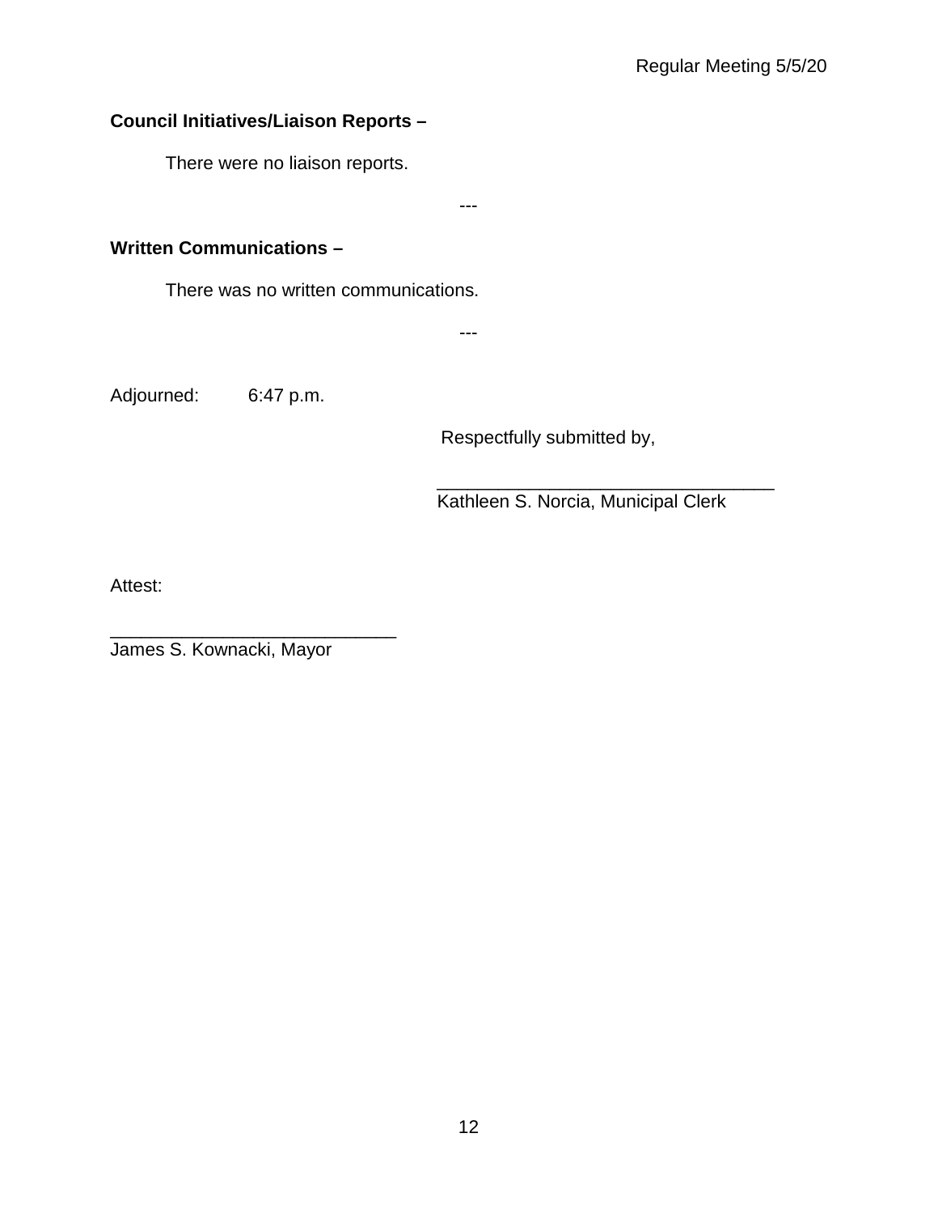**Council Initiatives/Liaison Reports –**

There were no liaison reports.

---

**Written Communications –**

There was no written communications.

---

Adjourned: 6:47 p.m.

Respectfully submitted by,

\_\_\_\_\_\_\_\_\_\_\_\_\_\_\_\_\_\_\_\_\_\_\_\_\_\_\_\_\_\_\_\_\_\_
Kathleen S. Norcia, Municipal Clerk

Attest:

\_\_\_\_\_\_\_\_\_\_\_\_\_\_\_\_\_\_\_\_\_\_\_\_\_\_\_\_
James S. Kownacki, Mayor